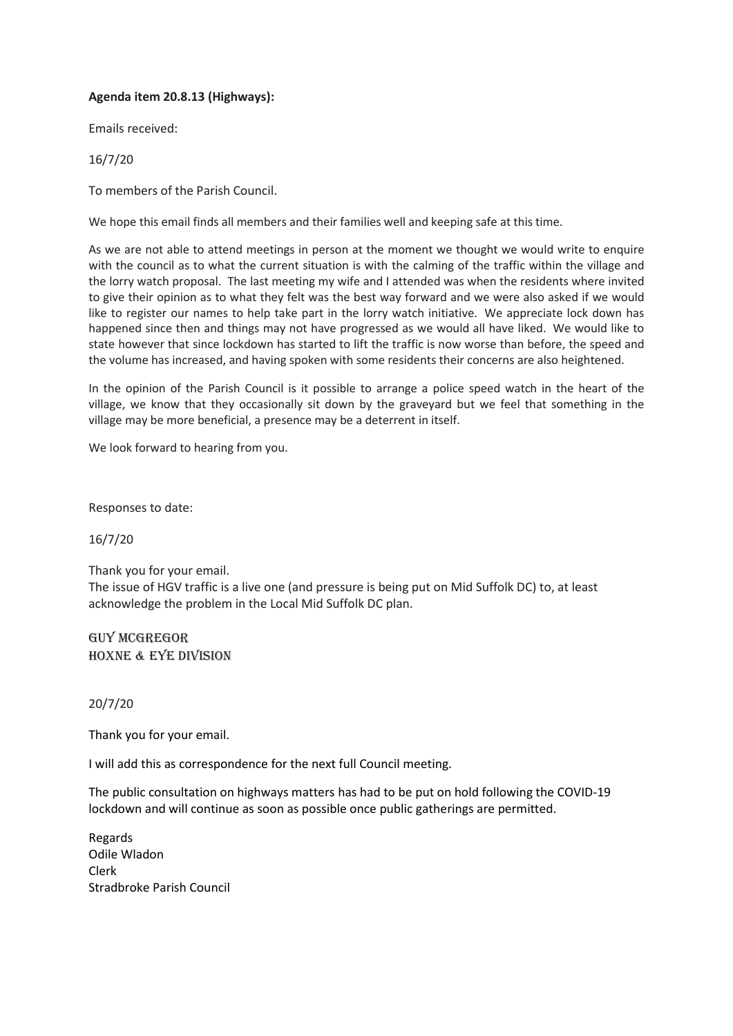**Agenda item 20.8.13 (Highways):**

Emails received:

16/7/20

To members of the Parish Council.

We hope this email finds all members and their families well and keeping safe at this time.

As we are not able to attend meetings in person at the moment we thought we would write to enquire with the council as to what the current situation is with the calming of the traffic within the village and the lorry watch proposal. The last meeting my wife and I attended was when the residents where invited to give their opinion as to what they felt was the best way forward and we were also asked if we would like to register our names to help take part in the lorry watch initiative. We appreciate lock down has happened since then and things may not have progressed as we would all have liked. We would like to state however that since lockdown has started to lift the traffic is now worse than before, the speed and the volume has increased, and having spoken with some residents their concerns are also heightened.

In the opinion of the Parish Council is it possible to arrange a police speed watch in the heart of the village, we know that they occasionally sit down by the graveyard but we feel that something in the village may be more beneficial, a presence may be a deterrent in itself.

We look forward to hearing from you.

Responses to date:

16/7/20

Thank you for your email.
The issue of HGV traffic is a live one (and pressure is being put on Mid Suffolk DC) to, at least acknowledge the problem in the Local Mid Suffolk DC plan.

GUY MCGREGOR
HOXNE & EYE DIVISION

20/7/20

Thank you for your email.

I will add this as correspondence for the next full Council meeting.

The public consultation on highways matters has had to be put on hold following the COVID-19 lockdown and will continue as soon as possible once public gatherings are permitted.

Regards
Odile Wladon
Clerk
Stradbroke Parish Council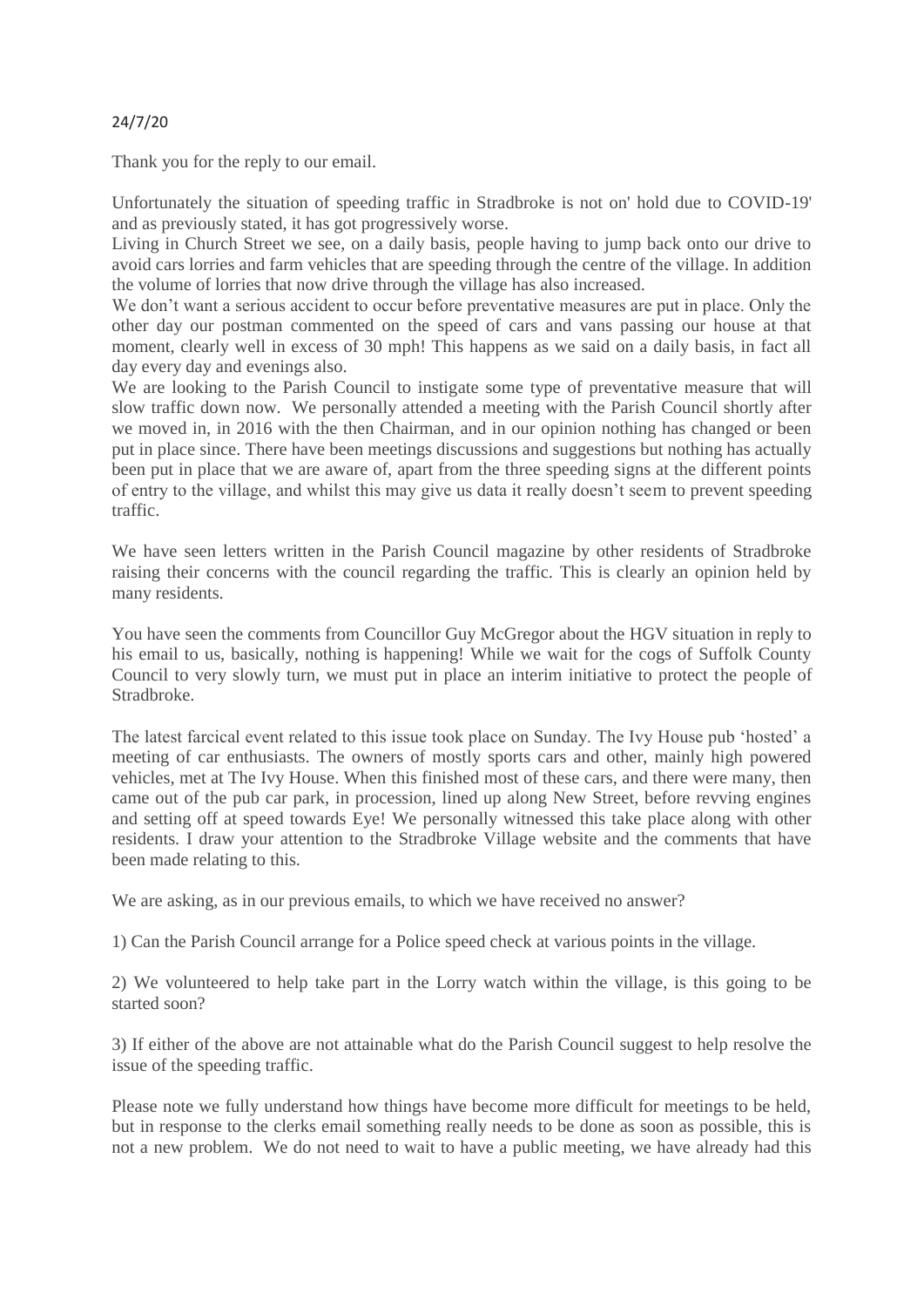24/7/20

Thank you for the reply to our email.

Unfortunately the situation of speeding traffic in Stradbroke is not on' hold due to COVID-19' and as previously stated, it has got progressively worse.
Living in Church Street we see, on a daily basis, people having to jump back onto our drive to avoid cars lorries and farm vehicles that are speeding through the centre of the village. In addition the volume of lorries that now drive through the village has also increased.
We don't want a serious accident to occur before preventative measures are put in place. Only the other day our postman commented on the speed of cars and vans passing our house at that moment, clearly well in excess of 30 mph! This happens as we said on a daily basis, in fact all day every day and evenings also.
We are looking to the Parish Council to instigate some type of preventative measure that will slow traffic down now. We personally attended a meeting with the Parish Council shortly after we moved in, in 2016 with the then Chairman, and in our opinion nothing has changed or been put in place since. There have been meetings discussions and suggestions but nothing has actually been put in place that we are aware of, apart from the three speeding signs at the different points of entry to the village, and whilst this may give us data it really doesn't seem to prevent speeding traffic.

We have seen letters written in the Parish Council magazine by other residents of Stradbroke raising their concerns with the council regarding the traffic. This is clearly an opinion held by many residents.

You have seen the comments from Councillor Guy McGregor about the HGV situation in reply to his email to us, basically, nothing is happening! While we wait for the cogs of Suffolk County Council to very slowly turn, we must put in place an interim initiative to protect the people of Stradbroke.

The latest farcical event related to this issue took place on Sunday. The Ivy House pub 'hosted' a meeting of car enthusiasts. The owners of mostly sports cars and other, mainly high powered vehicles, met at The Ivy House. When this finished most of these cars, and there were many, then came out of the pub car park, in procession, lined up along New Street, before revving engines and setting off at speed towards Eye! We personally witnessed this take place along with other residents. I draw your attention to the Stradbroke Village website and the comments that have been made relating to this.

We are asking, as in our previous emails, to which we have received no answer?

1) Can the Parish Council arrange for a Police speed check at various points in the village.

2) We volunteered to help take part in the Lorry watch within the village, is this going to be started soon?

3) If either of the above are not attainable what do the Parish Council suggest to help resolve the issue of the speeding traffic.

Please note we fully understand how things have become more difficult for meetings to be held, but in response to the clerks email something really needs to be done as soon as possible, this is not a new problem. We do not need to wait to have a public meeting, we have already had this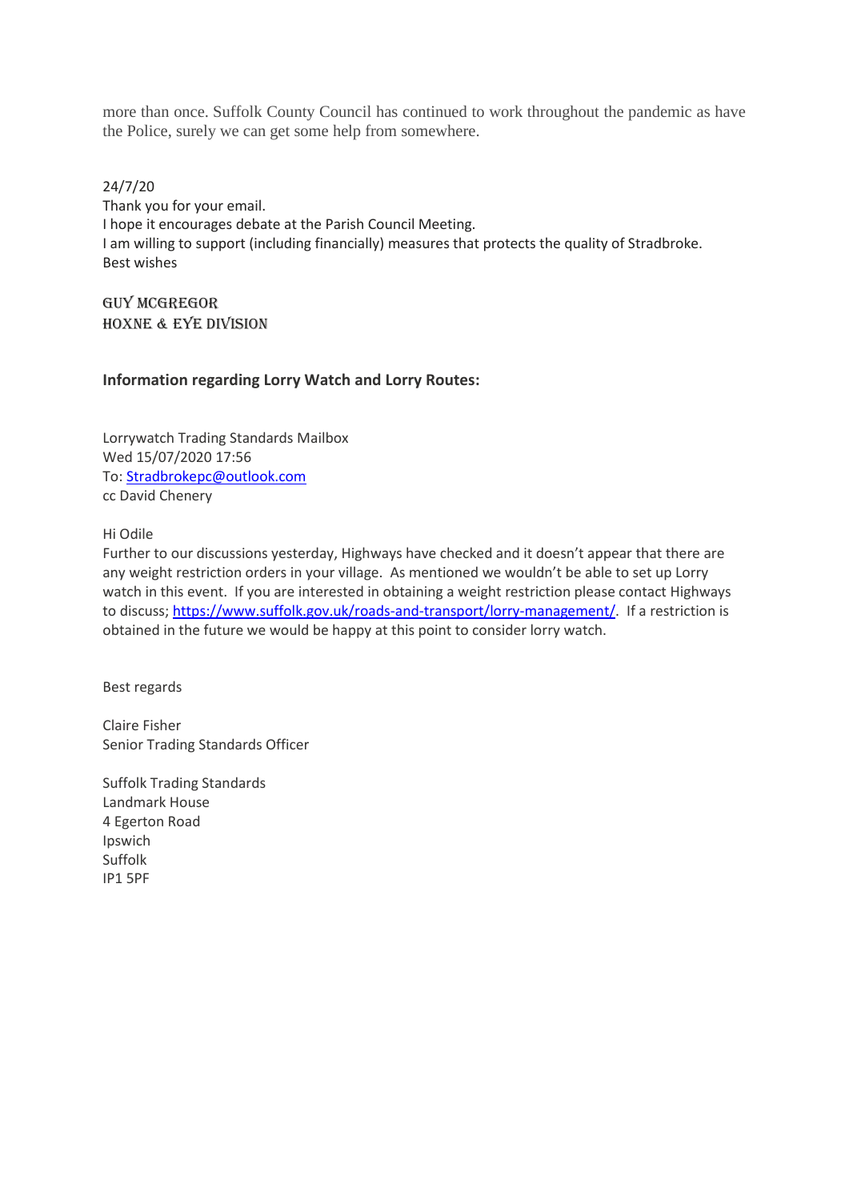more than once. Suffolk County Council has continued to work throughout the pandemic as have the Police, surely we can get some help from somewhere.

24/7/20
Thank you for your email.
I hope it encourages debate at the Parish Council Meeting.
I am willing to support (including financially) measures that protects the quality of Stradbroke.
Best wishes

GUY MCGREGOR
HOXNE & EYE DIVISION

**Information regarding Lorry Watch and Lorry Routes:**

Lorrywatch Trading Standards Mailbox
Wed 15/07/2020 17:56
To: Stradbrokepc@outlook.com
cc David Chenery

Hi Odile
Further to our discussions yesterday, Highways have checked and it doesn't appear that there are any weight restriction orders in your village. As mentioned we wouldn't be able to set up Lorry watch in this event. If you are interested in obtaining a weight restriction please contact Highways to discuss; https://www.suffolk.gov.uk/roads-and-transport/lorry-management/. If a restriction is obtained in the future we would be happy at this point to consider lorry watch.

Best regards

Claire Fisher
Senior Trading Standards Officer

Suffolk Trading Standards
Landmark House
4 Egerton Road
Ipswich
Suffolk
IP1 5PF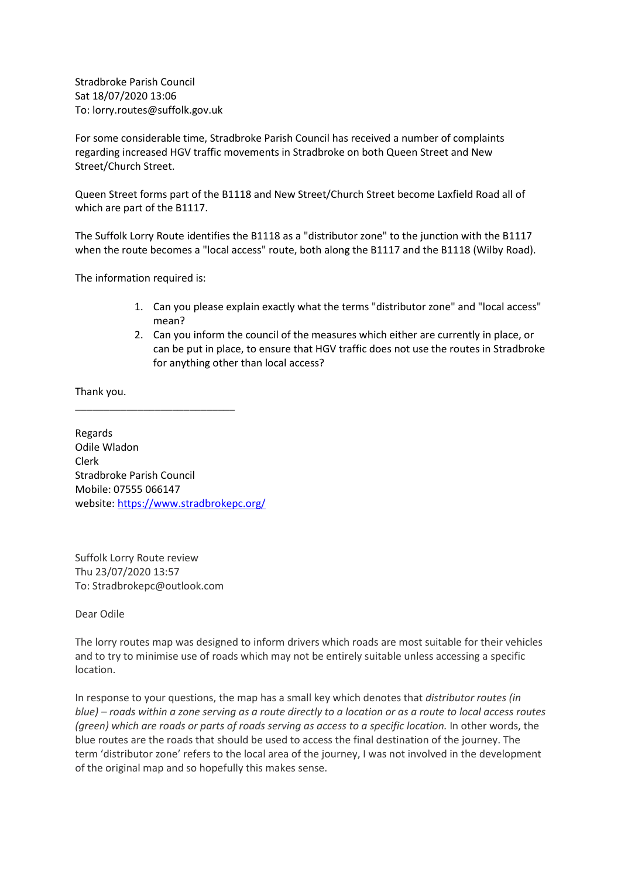Stradbroke Parish Council
Sat 18/07/2020 13:06
To: lorry.routes@suffolk.gov.uk

For some considerable time, Stradbroke Parish Council has received a number of complaints regarding increased HGV traffic movements in Stradbroke on both Queen Street and New Street/Church Street.

Queen Street forms part of the B1118 and New Street/Church Street become Laxfield Road all of which are part of the B1117.

The Suffolk Lorry Route identifies the B1118 as a "distributor zone" to the junction with the B1117 when the route becomes a "local access" route, both along the B1117 and the B1118 (Wilby Road).

The information required is:

1. Can you please explain exactly what the terms "distributor zone" and "local access" mean?
2. Can you inform the council of the measures which either are currently in place, or can be put in place, to ensure that HGV traffic does not use the routes in Stradbroke for anything other than local access?

Thank you.

____________________________

Regards
Odile Wladon
Clerk
Stradbroke Parish Council
Mobile: 07555 066147
website: https://www.stradbrokepc.org/

Suffolk Lorry Route review
Thu 23/07/2020 13:57
To: Stradbrokepc@outlook.com

Dear Odile

The lorry routes map was designed to inform drivers which roads are most suitable for their vehicles and to try to minimise use of roads which may not be entirely suitable unless accessing a specific location.

In response to your questions, the map has a small key which denotes that *distributor routes (in blue) – roads within a zone serving as a route directly to a location or as a route to local access routes (green) which are roads or parts of roads serving as access to a specific location.* In other words, the blue routes are the roads that should be used to access the final destination of the journey. The term 'distributor zone' refers to the local area of the journey, I was not involved in the development of the original map and so hopefully this makes sense.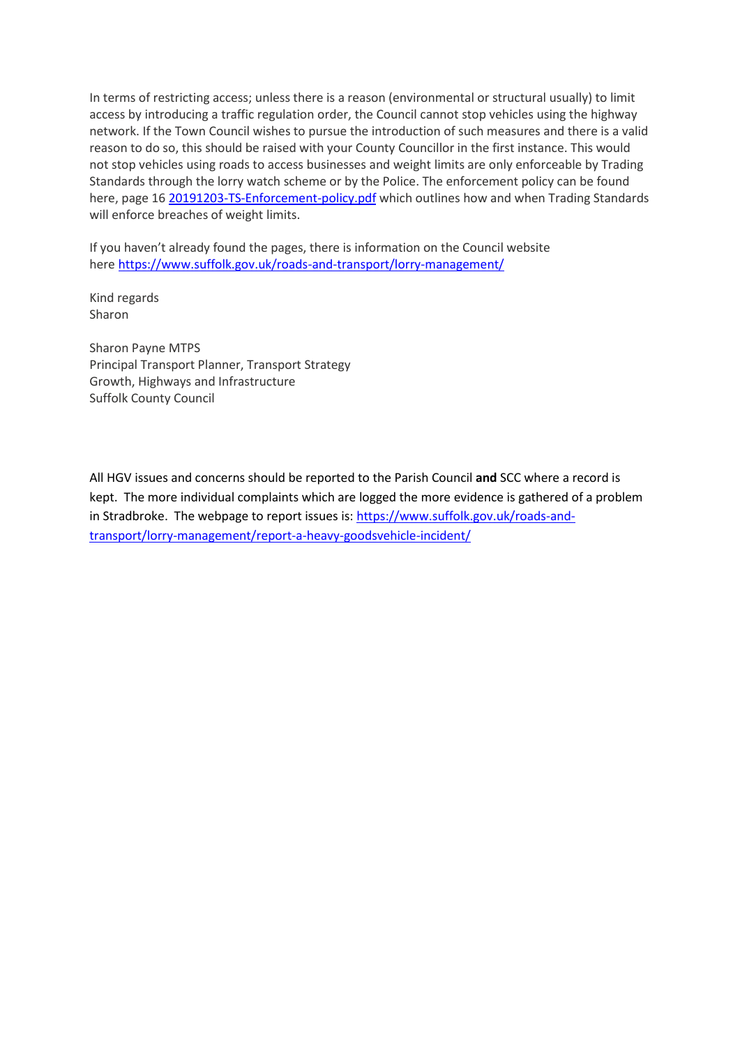In terms of restricting access; unless there is a reason (environmental or structural usually) to limit access by introducing a traffic regulation order, the Council cannot stop vehicles using the highway network. If the Town Council wishes to pursue the introduction of such measures and there is a valid reason to do so, this should be raised with your County Councillor in the first instance. This would not stop vehicles using roads to access businesses and weight limits are only enforceable by Trading Standards through the lorry watch scheme or by the Police. The enforcement policy can be found here, page 16 [20191203-TS-Enforcement-policy.pdf](20191203-TS-Enforcement-policy.pdf) which outlines how and when Trading Standards will enforce breaches of weight limits.

If you haven't already found the pages, there is information on the Council website here https://www.suffolk.gov.uk/roads-and-transport/lorry-management/

Kind regards
Sharon

Sharon Payne MTPS
Principal Transport Planner, Transport Strategy
Growth, Highways and Infrastructure
Suffolk County Council

All HGV issues and concerns should be reported to the Parish Council **and** SCC where a record is kept. The more individual complaints which are logged the more evidence is gathered of a problem in Stradbroke. The webpage to report issues is: https://www.suffolk.gov.uk/roads-and-transport/lorry-management/report-a-heavy-goodsvehicle-incident/